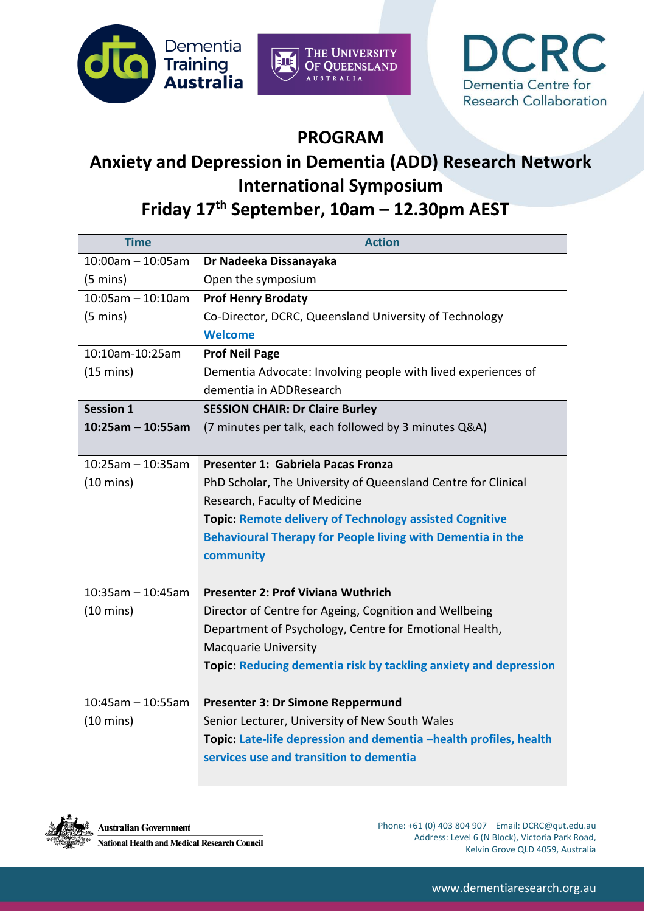# PROGRAM

## Anxiety and Depression in Dementia (ADD) Research Network International Symposium

## Friday 17th September, 10am – 12.30pm AEST

| Time | Action |
| --- | --- |
| 10:00am – 10:05am (5 mins) | **Dr Nadeeka Dissanayaka** Open the symposium |
| 10:05am – 10:10am (5 mins) | **Prof Henry Brodaty** Co-Director, DCRC, Queensland University of Technology **Welcome** |
| 10:10am-10:25am (15 mins) | **Prof Neil Page** Dementia Advocate: Involving people with lived experiences of dementia in ADDResearch |
| **Session 1** **10:25am – 10:55am** | **SESSION CHAIR: Dr Claire Burley** (7 minutes per talk, each followed by 3 minutes Q&A) |
| 10:25am – 10:35am (10 mins) | **Presenter 1: Gabriela Pacas Fronza** PhD Scholar, The University of Queensland Centre for Clinical Research, Faculty of Medicine **Topic: Remote delivery of Technology assisted Cognitive Behavioural Therapy for People living with Dementia in the community** |
| 10:35am – 10:45am (10 mins) | **Presenter 2: Prof Viviana Wuthrich** Director of Centre for Ageing, Cognition and Wellbeing Department of Psychology, Centre for Emotional Health, Macquarie University **Topic: Reducing dementia risk by tackling anxiety and depression** |
| 10:45am – 10:55am (10 mins) | **Presenter 3: Dr Simone Reppermund** Senior Lecturer, University of New South Wales **Topic: Late-life depression and dementia –health profiles, health services use and transition to dementia** |

Australian Government
National Health and Medical Research Council

Phone: +61 (0) 403 804 907 Email: DCRC@qut.edu.au
Address: Level 6 (N Block), Victoria Park Road, Kelvin Grove QLD 4059, Australia

www.dementiaresearch.org.au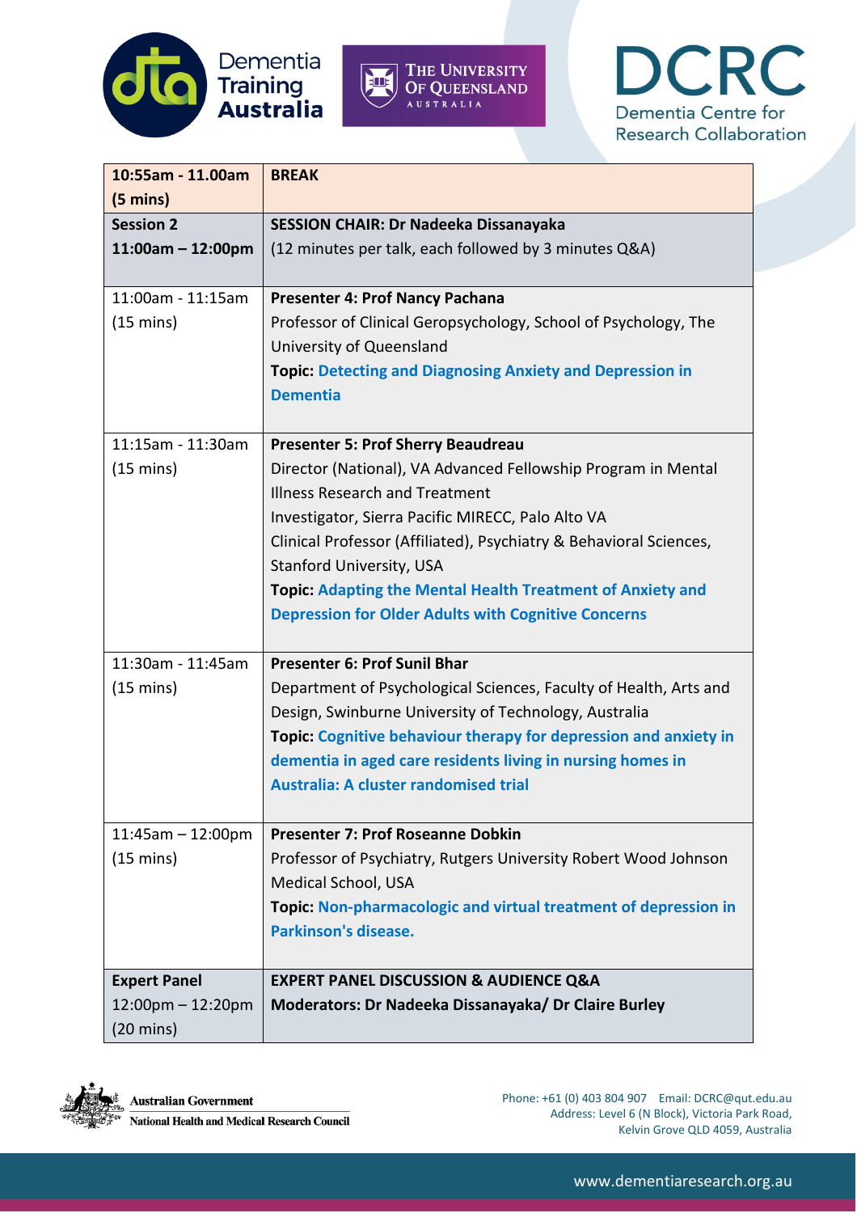| 10:55am - 11.00am (5 mins) | **BREAK** |
|---|---|
| **Session 2** **11:00am – 12:00pm** | **SESSION CHAIR: Dr Nadeeka Dissanayaka** (12 minutes per talk, each followed by 3 minutes Q&A) |
| 11:00am - 11:15am (15 mins) | **Presenter 4: Prof Nancy Pachana** Professor of Clinical Geropsychology, School of Psychology, The University of Queensland **Topic: Detecting and Diagnosing Anxiety and Depression in Dementia** |
| 11:15am - 11:30am (15 mins) | **Presenter 5: Prof Sherry Beaudreau** Director (National), VA Advanced Fellowship Program in Mental Illness Research and Treatment Investigator, Sierra Pacific MIRECC, Palo Alto VA Clinical Professor (Affiliated), Psychiatry & Behavioral Sciences, Stanford University, USA **Topic: Adapting the Mental Health Treatment of Anxiety and Depression for Older Adults with Cognitive Concerns** |
| 11:30am - 11:45am (15 mins) | **Presenter 6: Prof Sunil Bhar** Department of Psychological Sciences, Faculty of Health, Arts and Design, Swinburne University of Technology, Australia **Topic: Cognitive behaviour therapy for depression and anxiety in dementia in aged care residents living in nursing homes in Australia: A cluster randomised trial** |
| 11:45am – 12:00pm (15 mins) | **Presenter 7: Prof Roseanne Dobkin** Professor of Psychiatry, Rutgers University Robert Wood Johnson Medical School, USA **Topic: Non-pharmacologic and virtual treatment of depression in Parkinson's disease.** |
| **Expert Panel** 12:00pm – 12:20pm (20 mins) | **EXPERT PANEL DISCUSSION & AUDIENCE Q&A** **Moderators: Dr Nadeeka Dissanayaka/ Dr Claire Burley** |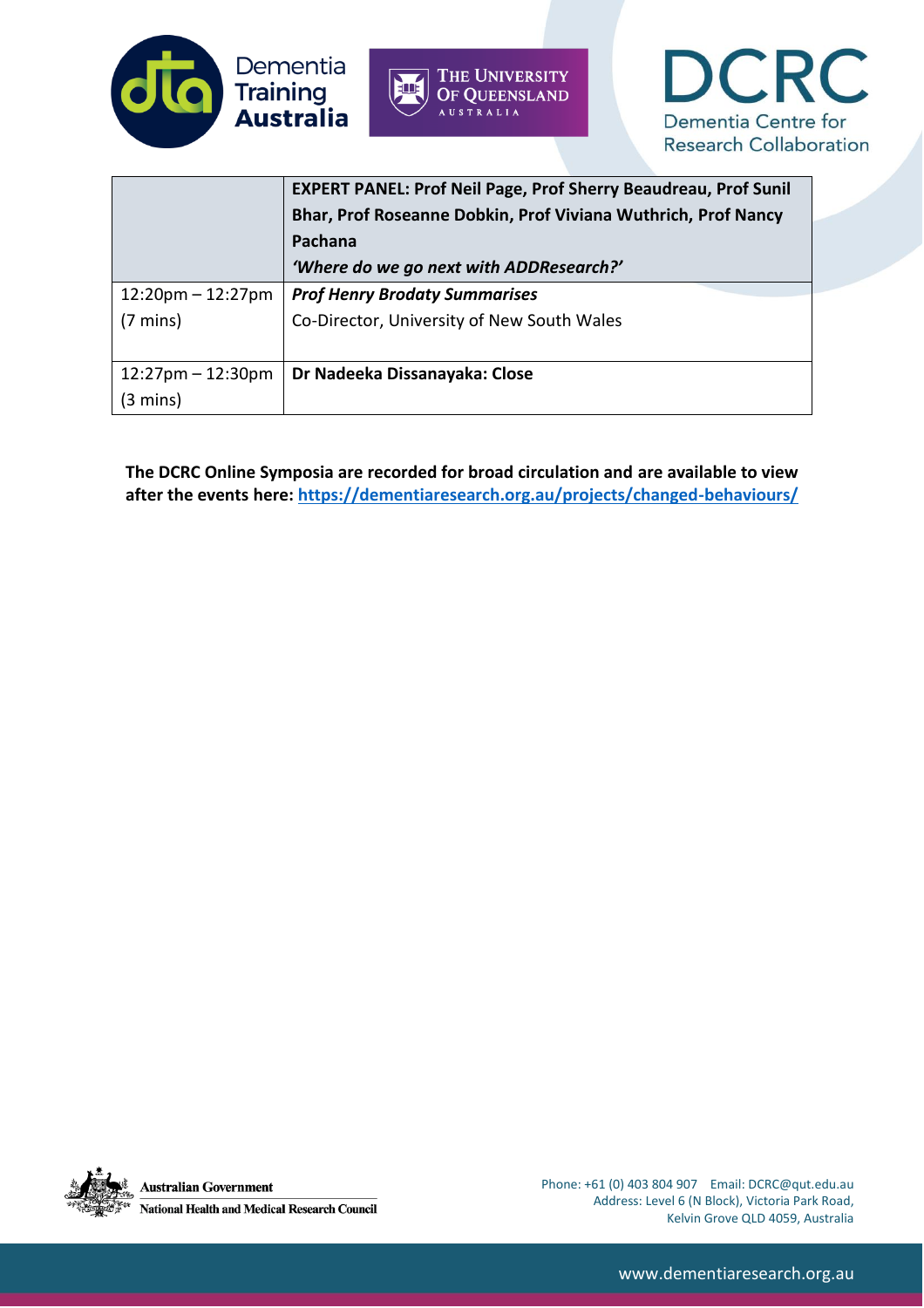| | |
|---|---|
| | **EXPERT PANEL: Prof Neil Page, Prof Sherry Beaudreau, Prof Sunil Bhar, Prof Roseanne Dobkin, Prof Viviana Wuthrich, Prof Nancy Pachana**<br>***'Where do we go next with ADDResearch?'*** |
| 12:20pm – 12:27pm<br>(7 mins) | ***Prof Henry Brodaty Summarises***<br>Co-Director, University of New South Wales |
| 12:27pm – 12:30pm<br>(3 mins) | **Dr Nadeeka Dissanayaka: Close** |

**The DCRC Online Symposia are recorded for broad circulation and are available to view after the events here: https://dementiaresearch.org.au/projects/changed-behaviours/**